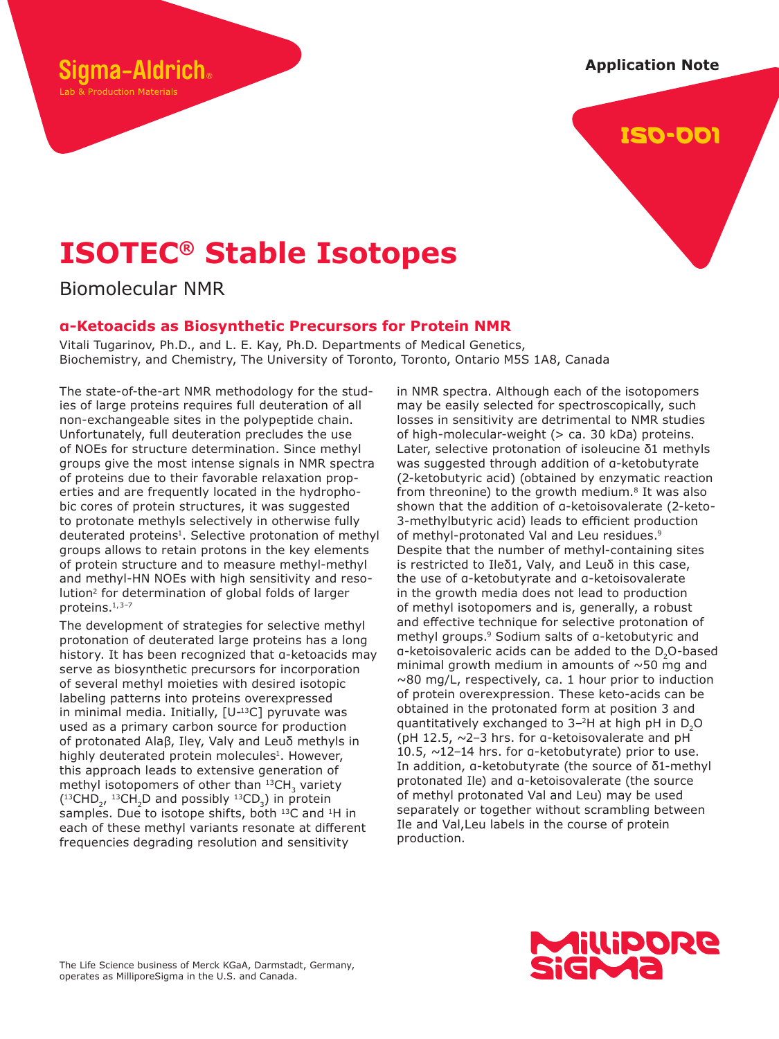Sigma-Aldrich® Lab & Production Materials

Application Note

ISO-001

# ISOTEC® Stable Isotopes

Biomolecular NMR

## α-Ketoacids as Biosynthetic Precursors for Protein NMR

Vitali Tugarinov, Ph.D., and L. E. Kay, Ph.D. Departments of Medical Genetics, Biochemistry, and Chemistry, The University of Toronto, Toronto, Ontario M5S 1A8, Canada

The state-of-the-art NMR methodology for the studies of large proteins requires full deuteration of all non-exchangeable sites in the polypeptide chain. Unfortunately, full deuteration precludes the use of NOEs for structure determination. Since methyl groups give the most intense signals in NMR spectra of proteins due to their favorable relaxation properties and are frequently located in the hydrophobic cores of protein structures, it was suggested to protonate methyls selectively in otherwise fully deuterated proteins[1]. Selective protonation of methyl groups allows to retain protons in the key elements of protein structure and to measure methyl-methyl and methyl-HN NOEs with high sensitivity and resolution[2] for determination of global folds of larger proteins.[1,3–7]

The development of strategies for selective methyl protonation of deuterated large proteins has a long history. It has been recognized that α-ketoacids may serve as biosynthetic precursors for incorporation of several methyl moieties with desired isotopic labeling patterns into proteins overexpressed in minimal media. Initially, [U-$^{13}$C] pyruvate was used as a primary carbon source for production of protonated Alaβ, Ileγ, Valγ and Leuδ methyls in highly deuterated protein molecules[1]. However, this approach leads to extensive generation of methyl isotopomers of other than $^{13}CH_3$ variety ($^{13}CHD_2$, $^{13}CH_2D$ and possibly $^{13}CD_3$) in protein samples. Due to isotope shifts, both $^{13}$C and $^{1}$H in each of these methyl variants resonate at different frequencies degrading resolution and sensitivity in NMR spectra. Although each of the isotopomers may be easily selected for spectroscopically, such losses in sensitivity are detrimental to NMR studies of high-molecular-weight (> ca. 30 kDa) proteins. Later, selective protonation of isoleucine δ1 methyls was suggested through addition of α-ketobutyrate (2-ketobutyric acid) (obtained by enzymatic reaction from threonine) to the growth medium.[8] It was also shown that the addition of α-ketoisovalerate (2-keto-3-methylbutyric acid) leads to efficient production of methyl-protonated Val and Leu residues.[9] Despite that the number of methyl-containing sites is restricted to Ileδ1, Valγ, and Leuδ in this case, the use of α-ketobutyrate and α-ketoisovalerate in the growth media does not lead to production of methyl isotopomers and is, generally, a robust and effective technique for selective protonation of methyl groups.[9] Sodium salts of α-ketobutyric and α-ketoisovaleric acids can be added to the $D_2O$-based minimal growth medium in amounts of ~50 mg and ~80 mg/L, respectively, ca. 1 hour prior to induction of protein overexpression. These keto-acids can be obtained in the protonated form at position 3 and quantitatively exchanged to 3–$^{2}$H at high pH in $D_2O$ (pH 12.5, ~2–3 hrs. for α-ketoisovalerate and pH 10.5, ~12–14 hrs. for α-ketobutyrate) prior to use. In addition, α-ketobutyrate (the source of δ1-methyl protonated Ile) and α-ketoisovalerate (the source of methyl protonated Val and Leu) may be used separately or together without scrambling between Ile and Val,Leu labels in the course of protein production.

The Life Science business of Merck KGaA, Darmstadt, Germany, operates as MilliporeSigma in the U.S. and Canada.

MilliporeSigma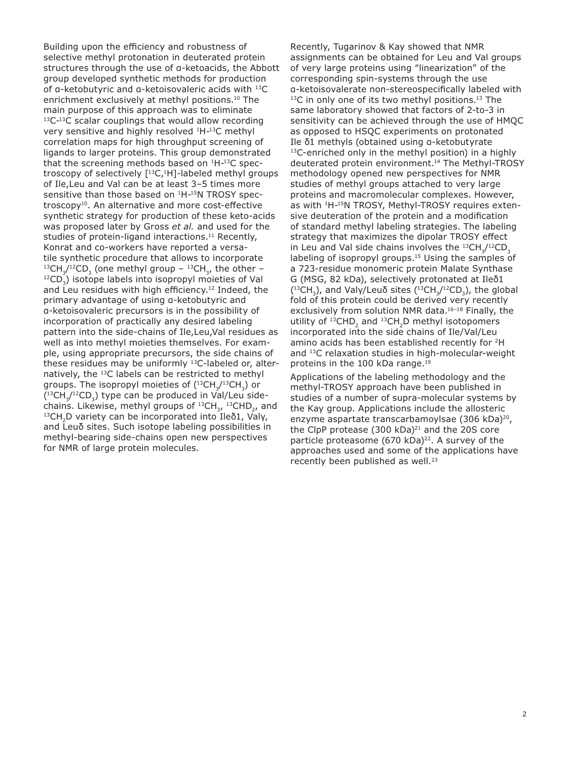Building upon the efficiency and robustness of selective methyl protonation in deuterated protein structures through the use of α-ketoacids, the Abbott group developed synthetic methods for production of α-ketobutyric and α-ketoisovaleric acids with $^{13}C$ enrichment exclusively at methyl positions.[10] The main purpose of this approach was to eliminate $^{13}C$-$^{13}C$ scalar couplings that would allow recording very sensitive and highly resolved $^{1}H$-$^{13}C$ methyl correlation maps for high throughput screening of ligands to larger proteins. This group demonstrated that the screening methods based on $^{1}H$-$^{13}C$ spectroscopy of selectively [$^{13}C$,$^{1}H$]-labeled methyl groups of Ile,Leu and Val can be at least 3–5 times more sensitive than those based on $^{1}H$-$^{15}N$ TROSY spectroscopy[10]. An alternative and more cost-effective synthetic strategy for production of these keto-acids was proposed later by Gross *et al.* and used for the studies of protein-ligand interactions.[11] Recently, Konrat and co-workers have reported a versatile synthetic procedure that allows to incorporate $^{13}CH_3$/$^{12}CD_3$ (one methyl group – $^{13}CH_3$, the other – $^{12}CD_3$) isotope labels into isopropyl moieties of Val and Leu residues with high efficiency.[12] Indeed, the primary advantage of using α-ketobutyric and α-ketoisovaleric precursors is in the possibility of incorporation of practically any desired labeling pattern into the side-chains of Ile,Leu,Val residues as well as into methyl moieties themselves. For example, using appropriate precursors, the side chains of these residues may be uniformly $^{13}C$-labeled or, alternatively, the $^{13}C$ labels can be restricted to methyl groups. The isopropyl moieties of ($^{13}CH_3$/$^{13}CH_3$) or ($^{13}CH_3$/$^{12}CD_3$) type can be produced in Val/Leu side-chains. Likewise, methyl groups of $^{13}CH_3$, $^{13}CHD_2$, and $^{13}CH_2D$ variety can be incorporated into Ileδ1, Valγ, and Leuδ sites. Such isotope labeling possibilities in methyl-bearing side-chains open new perspectives for NMR of large protein molecules.

Recently, Tugarinov & Kay showed that NMR assignments can be obtained for Leu and Val groups of very large proteins using "linearization" of the corresponding spin-systems through the use α-ketoisovalerate non-stereospecifically labeled with $^{13}C$ in only one of its two methyl positions.[13] The same laboratory showed that factors of 2-to-3 in sensitivity can be achieved through the use of HMQC as opposed to HSQC experiments on protonated Ile δ1 methyls (obtained using α-ketobutyrate $^{13}C$-enriched only in the methyl position) in a highly deuterated protein environment.[14] The Methyl-TROSY methodology opened new perspectives for NMR studies of methyl groups attached to very large proteins and macromolecular complexes. However, as with $^{1}H$-$^{15}N$ TROSY, Methyl-TROSY requires extensive deuteration of the protein and a modification of standard methyl labeling strategies. The labeling strategy that maximizes the dipolar TROSY effect in Leu and Val side chains involves the $^{13}CH_3$/$^{12}CD_3$ labeling of isopropyl groups.[15] Using the samples of a 723-residue monomeric protein Malate Synthase G (MSG, 82 kDa), selectively protonated at Ileδ1 ($^{13}CH_3$), and Valγ/Leuδ sites ($^{13}CH_3$/$^{12}CD_3$), the global fold of this protein could be derived very recently exclusively from solution NMR data.[16–18] Finally, the utility of $^{13}CHD_2$ and $^{13}CH_2D$ methyl isotopomers incorporated into the side chains of Ile/Val/Leu amino acids has been established recently for $^{2}H$ and $^{13}C$ relaxation studies in high-molecular-weight proteins in the 100 kDa range.[19]

Applications of the labeling methodology and the methyl-TROSY approach have been published in studies of a number of supra-molecular systems by the Kay group. Applications include the allosteric enzyme aspartate transcarbamoylsae (306 kDa)[20], the ClpP protease (300 kDa)[21] and the 20S core particle proteasome (670 kDa)[22]. A survey of the approaches used and some of the applications have recently been published as well.[23]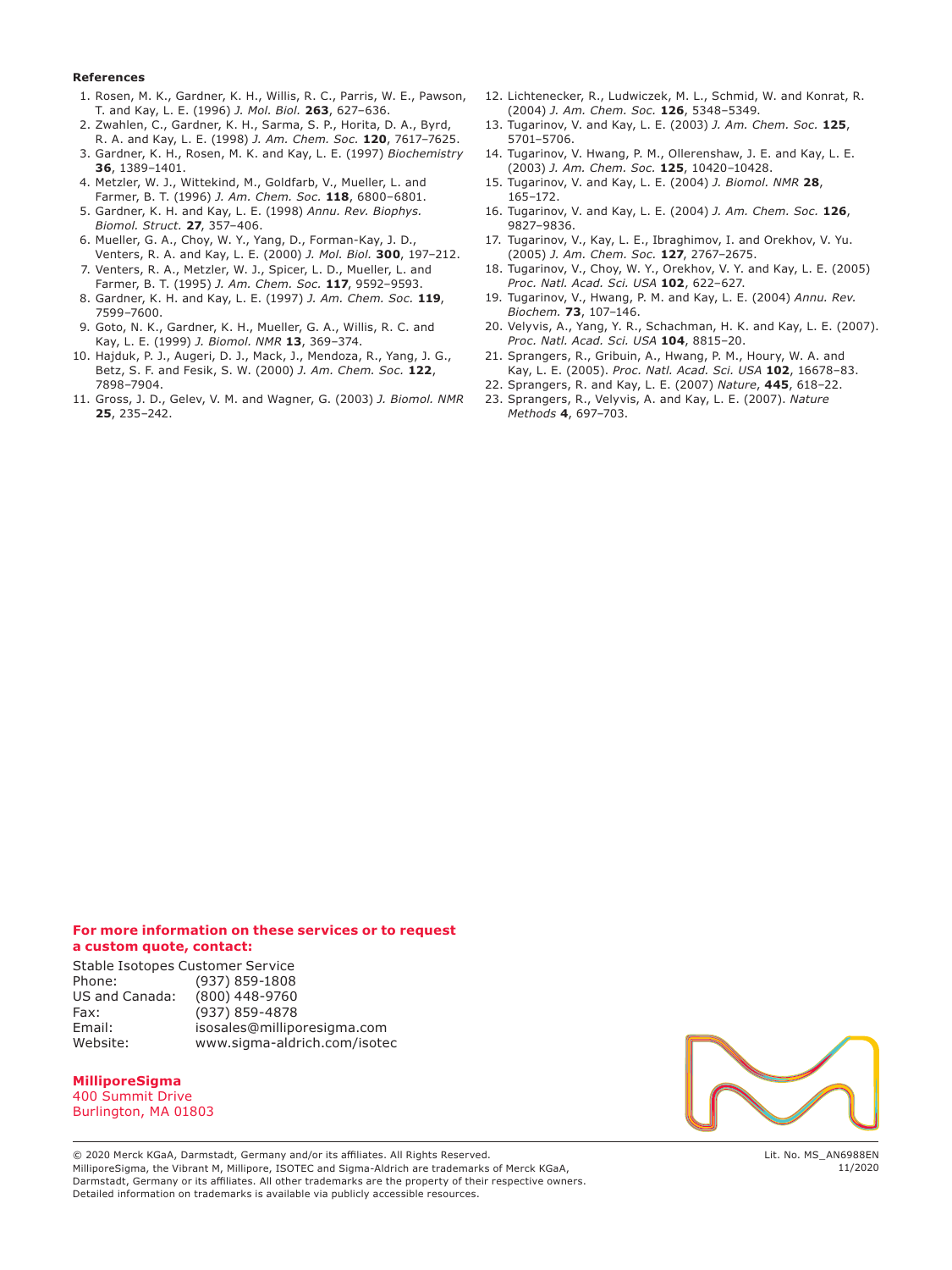**References**

1. Rosen, M. K., Gardner, K. H., Willis, R. C., Parris, W. E., Pawson, T. and Kay, L. E. (1996) *J. Mol. Biol.* **263**, 627–636.
2. Zwahlen, C., Gardner, K. H., Sarma, S. P., Horita, D. A., Byrd, R. A. and Kay, L. E. (1998) *J. Am. Chem. Soc.* **120**, 7617–7625.
3. Gardner, K. H., Rosen, M. K. and Kay, L. E. (1997) *Biochemistry* **36**, 1389–1401.
4. Metzler, W. J., Wittekind, M., Goldfarb, V., Mueller, L. and Farmer, B. T. (1996) *J. Am. Chem. Soc.* **118**, 6800–6801.
5. Gardner, K. H. and Kay, L. E. (1998) *Annu. Rev. Biophys. Biomol. Struct.* **27**, 357–406.
6. Mueller, G. A., Choy, W. Y., Yang, D., Forman-Kay, J. D., Venters, R. A. and Kay, L. E. (2000) *J. Mol. Biol.* **300**, 197–212.
7. Venters, R. A., Metzler, W. J., Spicer, L. D., Mueller, L. and Farmer, B. T. (1995) *J. Am. Chem. Soc.* **117**, 9592–9593.
8. Gardner, K. H. and Kay, L. E. (1997) *J. Am. Chem. Soc.* **119**, 7599–7600.
9. Goto, N. K., Gardner, K. H., Mueller, G. A., Willis, R. C. and Kay, L. E. (1999) *J. Biomol. NMR* **13**, 369–374.
10. Hajduk, P. J., Augeri, D. J., Mack, J., Mendoza, R., Yang, J. G., Betz, S. F. and Fesik, S. W. (2000) *J. Am. Chem. Soc.* **122**, 7898–7904.
11. Gross, J. D., Gelev, V. M. and Wagner, G. (2003) *J. Biomol. NMR* **25**, 235–242.
12. Lichtenecker, R., Ludwiczek, M. L., Schmid, W. and Konrat, R. (2004) *J. Am. Chem. Soc.* **126**, 5348–5349.
13. Tugarinov, V. and Kay, L. E. (2003) *J. Am. Chem. Soc.* **125**, 5701–5706.
14. Tugarinov, V. Hwang, P. M., Ollerenshaw, J. E. and Kay, L. E. (2003) *J. Am. Chem. Soc.* **125**, 10420–10428.
15. Tugarinov, V. and Kay, L. E. (2004) *J. Biomol. NMR* **28**, 165–172.
16. Tugarinov, V. and Kay, L. E. (2004) *J. Am. Chem. Soc.* **126**, 9827–9836.
17. Tugarinov, V., Kay, L. E., Ibraghimov, I. and Orekhov, V. Yu. (2005) *J. Am. Chem. Soc.* **127**, 2767–2675.
18. Tugarinov, V., Choy, W. Y., Orekhov, V. Y. and Kay, L. E. (2005) *Proc. Natl. Acad. Sci. USA* **102**, 622–627.
19. Tugarinov, V., Hwang, P. M. and Kay, L. E. (2004) *Annu. Rev. Biochem.* **73**, 107–146.
20. Velyvis, A., Yang, Y. R., Schachman, H. K. and Kay, L. E. (2007). *Proc. Natl. Acad. Sci. USA* **104**, 8815–20.
21. Sprangers, R., Gribuin, A., Hwang, P. M., Houry, W. A. and Kay, L. E. (2005). *Proc. Natl. Acad. Sci. USA* **102**, 16678–83.
22. Sprangers, R. and Kay, L. E. (2007) *Nature*, **445**, 618–22.
23. Sprangers, R., Velyvis, A. and Kay, L. E. (2007). *Nature Methods* **4**, 697–703.

**For more information on these services or to request a custom quote, contact:**

Stable Isotopes Customer Service

| | |
|---|---|
| Phone: | (937) 859-1808 |
| US and Canada: | (800) 448-9760 |
| Fax: | (937) 859-4878 |
| Email: | isosales@milliporesigma.com |
| Website: | www.sigma-aldrich.com/isotec |

**MilliporeSigma**
400 Summit Drive
Burlington, MA 01803

© 2020 Merck KGaA, Darmstadt, Germany and/or its affiliates. All Rights Reserved. MilliporeSigma, the Vibrant M, Millipore, ISOTEC and Sigma-Aldrich are trademarks of Merck KGaA, Darmstadt, Germany or its affiliates. All other trademarks are the property of their respective owners. Detailed information on trademarks is available via publicly accessible resources.

Lit. No. MS_AN6988EN
11/2020